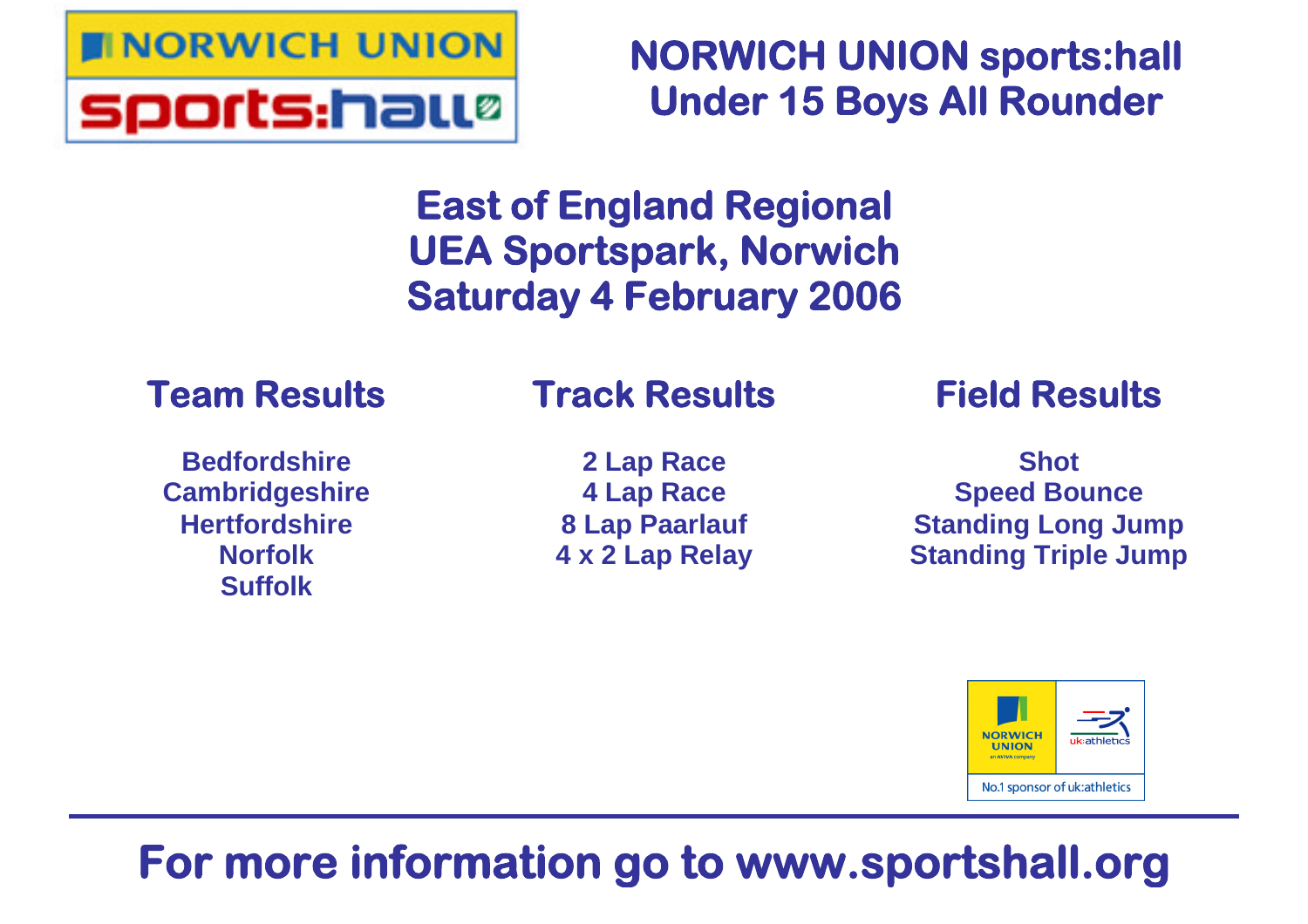# NORWICH UNION sports:hall Under 15 Boys All Rounder

## East of England Regional
## UEA Sportspark, Norwich
## Saturday 4 February 2006

### Team Results

**Bedfordshire**
**Cambridgeshire**
**Hertfordshire**
**Norfolk**
**Suffolk**

### Track Results

**2 Lap Race**
**4 Lap Race**
**8 Lap Paarlauf**
**4 x 2 Lap Relay**

### Field Results

**Shot**
**Speed Bounce**
**Standing Long Jump**
**Standing Triple Jump**

---

**For more information go to www.sportshall.org**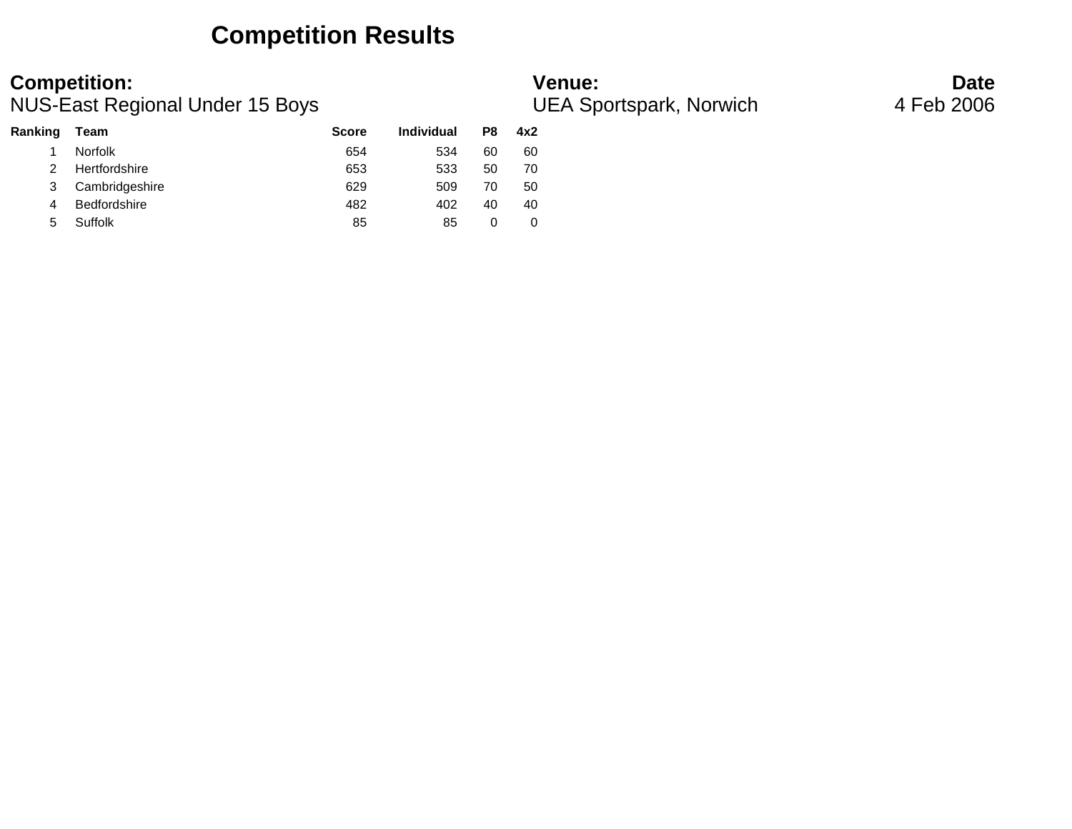# Competition Results

| **Competition:** | **Venue:** | **Date** |
|---|---|---|
| NUS-East Regional Under 15 Boys | UEA Sportspark, Norwich | 4 Feb 2006 |

| Ranking | Team | Score | Individual | P8 | 4x2 |
|---|---|---|---|---|---|
| 1 | Norfolk | 654 | 534 | 60 | 60 |
| 2 | Hertfordshire | 653 | 533 | 50 | 70 |
| 3 | Cambridgeshire | 629 | 509 | 70 | 50 |
| 4 | Bedfordshire | 482 | 402 | 40 | 40 |
| 5 | Suffolk | 85 | 85 | 0 | 0 |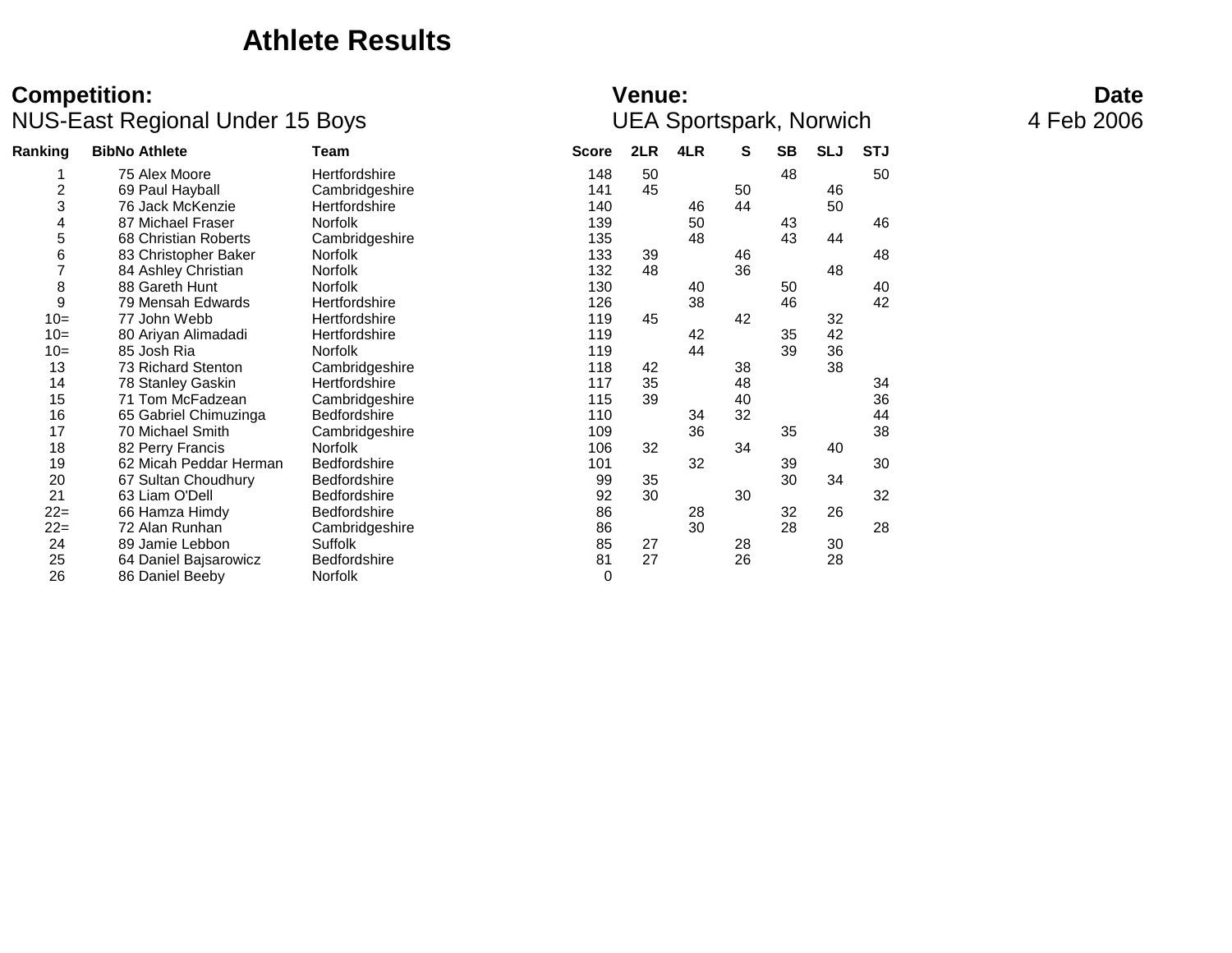# Athlete Results

**Competition:**
NUS-East Regional Under 15 Boys

**Venue:**
UEA Sportspark, Norwich

**Date**
4 Feb 2006

| Ranking | BibNo | Athlete | Team | Score | 2LR | 4LR | S | SB | SLJ | STJ |
|---|---|---|---|---|---|---|---|---|---|---|
| 1 | 75 | Alex Moore | Hertfordshire | 148 | 50 | | | 48 | | 50 |
| 2 | 69 | Paul Hayball | Cambridgeshire | 141 | 45 | | 50 | | 46 | |
| 3 | 76 | Jack McKenzie | Hertfordshire | 140 | | 46 | 44 | | 50 | |
| 4 | 87 | Michael Fraser | Norfolk | 139 | | 50 | | 43 | | 46 |
| 5 | 68 | Christian Roberts | Cambridgeshire | 135 | | 48 | | 43 | 44 | |
| 6 | 83 | Christopher Baker | Norfolk | 133 | 39 | | 46 | | | 48 |
| 7 | 84 | Ashley Christian | Norfolk | 132 | 48 | | 36 | | 48 | |
| 8 | 88 | Gareth Hunt | Norfolk | 130 | | 40 | | 50 | | 40 |
| 9 | 79 | Mensah Edwards | Hertfordshire | 126 | | 38 | | 46 | | 42 |
| 10= | 77 | John Webb | Hertfordshire | 119 | 45 | | 42 | | 32 | |
| 10= | 80 | Ariyan Alimadadi | Hertfordshire | 119 | | 42 | | 35 | 42 | |
| 10= | 85 | Josh Ria | Norfolk | 119 | | 44 | | 39 | 36 | |
| 13 | 73 | Richard Stenton | Cambridgeshire | 118 | 42 | | 38 | | 38 | |
| 14 | 78 | Stanley Gaskin | Hertfordshire | 117 | 35 | | 48 | | | 34 |
| 15 | 71 | Tom McFadzean | Cambridgeshire | 115 | 39 | | 40 | | | 36 |
| 16 | 65 | Gabriel Chimuzinga | Bedfordshire | 110 | | 34 | 32 | | | 44 |
| 17 | 70 | Michael Smith | Cambridgeshire | 109 | | 36 | | 35 | | 38 |
| 18 | 82 | Perry Francis | Norfolk | 106 | 32 | | 34 | | 40 | |
| 19 | 62 | Micah Peddar Herman | Bedfordshire | 101 | | 32 | | 39 | | 30 |
| 20 | 67 | Sultan Choudhury | Bedfordshire | 99 | 35 | | | 30 | 34 | |
| 21 | 63 | Liam O'Dell | Bedfordshire | 92 | 30 | | 30 | | | 32 |
| 22= | 66 | Hamza Himdy | Bedfordshire | 86 | | 28 | | 32 | 26 | |
| 22= | 72 | Alan Runhan | Cambridgeshire | 86 | | 30 | | 28 | | 28 |
| 24 | 89 | Jamie Lebbon | Suffolk | 85 | 27 | | 28 | | 30 | |
| 25 | 64 | Daniel Bajsarowicz | Bedfordshire | 81 | 27 | | 26 | | 28 | |
| 26 | 86 | Daniel Beeby | Norfolk | 0 | | | | | | |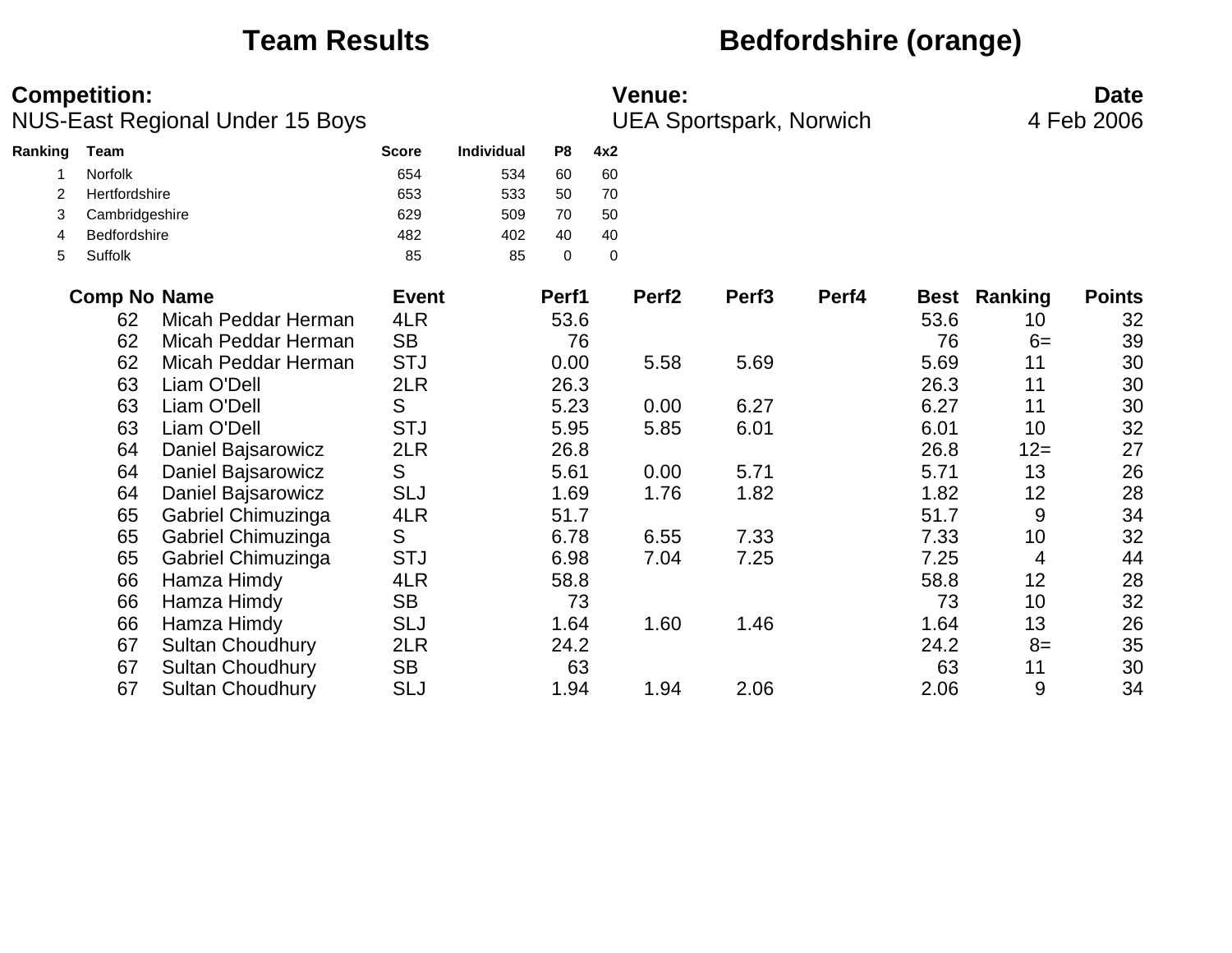# Team Results

## Bedfordshire (orange)

**Competition:**
NUS-East Regional Under 15 Boys

**Venue:**
UEA Sportspark, Norwich

**Date**
4 Feb 2006

| Ranking | Team | Score | Individual | P8 | 4x2 |
|---|---|---|---|---|---|
| 1 | Norfolk | 654 | 534 | 60 | 60 |
| 2 | Hertfordshire | 653 | 533 | 50 | 70 |
| 3 | Cambridgeshire | 629 | 509 | 70 | 50 |
| 4 | Bedfordshire | 482 | 402 | 40 | 40 |
| 5 | Suffolk | 85 | 85 | 0 | 0 |

| Comp No | Name | Event | Perf1 | Perf2 | Perf3 | Perf4 | Best | Ranking | Points |
|---|---|---|---|---|---|---|---|---|---|
| 62 | Micah Peddar Herman | 4LR | 53.6 | | | | 53.6 | 10 | 32 |
| 62 | Micah Peddar Herman | SB | 76 | | | | 76 | 6= | 39 |
| 62 | Micah Peddar Herman | STJ | 0.00 | 5.58 | 5.69 | | 5.69 | 11 | 30 |
| 63 | Liam O'Dell | 2LR | 26.3 | | | | 26.3 | 11 | 30 |
| 63 | Liam O'Dell | S | 5.23 | 0.00 | 6.27 | | 6.27 | 11 | 30 |
| 63 | Liam O'Dell | STJ | 5.95 | 5.85 | 6.01 | | 6.01 | 10 | 32 |
| 64 | Daniel Bajsarowicz | 2LR | 26.8 | | | | 26.8 | 12= | 27 |
| 64 | Daniel Bajsarowicz | S | 5.61 | 0.00 | 5.71 | | 5.71 | 13 | 26 |
| 64 | Daniel Bajsarowicz | SLJ | 1.69 | 1.76 | 1.82 | | 1.82 | 12 | 28 |
| 65 | Gabriel Chimuzinga | 4LR | 51.7 | | | | 51.7 | 9 | 34 |
| 65 | Gabriel Chimuzinga | S | 6.78 | 6.55 | 7.33 | | 7.33 | 10 | 32 |
| 65 | Gabriel Chimuzinga | STJ | 6.98 | 7.04 | 7.25 | | 7.25 | 4 | 44 |
| 66 | Hamza Himdy | 4LR | 58.8 | | | | 58.8 | 12 | 28 |
| 66 | Hamza Himdy | SB | 73 | | | | 73 | 10 | 32 |
| 66 | Hamza Himdy | SLJ | 1.64 | 1.60 | 1.46 | | 1.64 | 13 | 26 |
| 67 | Sultan Choudhury | 2LR | 24.2 | | | | 24.2 | 8= | 35 |
| 67 | Sultan Choudhury | SB | 63 | | | | 63 | 11 | 30 |
| 67 | Sultan Choudhury | SLJ | 1.94 | 1.94 | 2.06 | | 2.06 | 9 | 34 |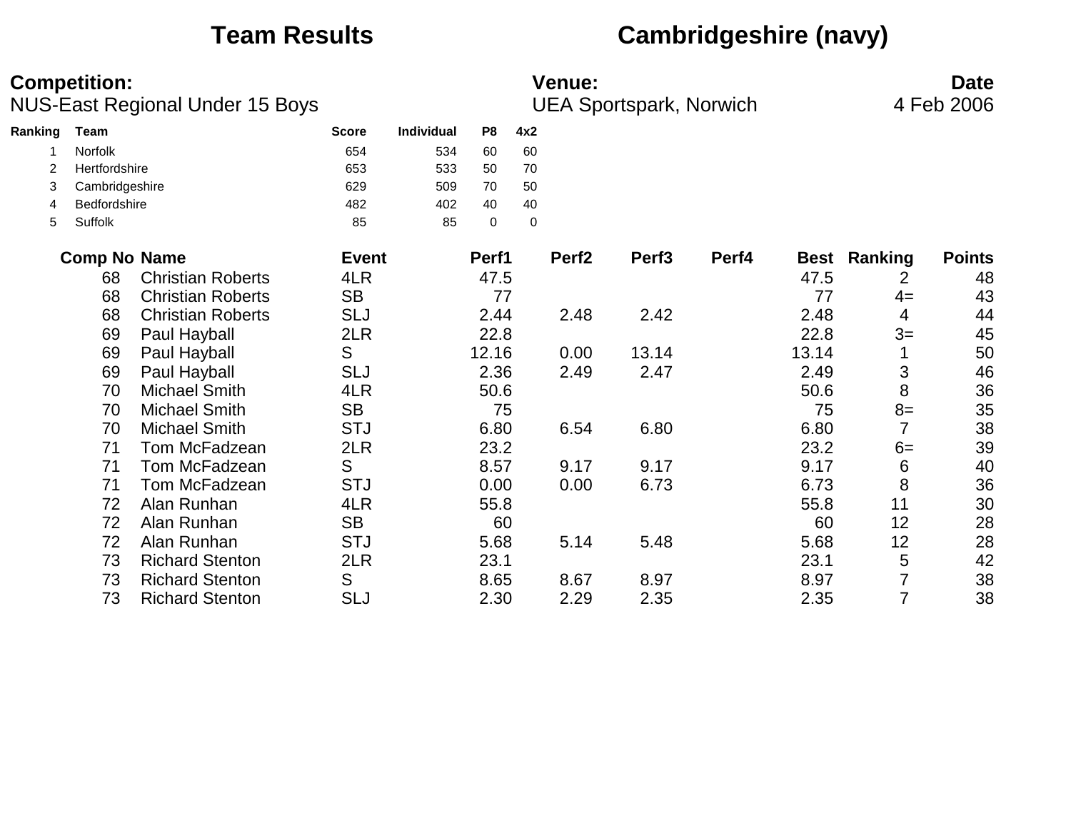# Team Results — Cambridgeshire (navy)

**Competition:** NUS-East Regional Under 15 Boys

**Venue:** UEA Sportspark, Norwich

**Date:** 4 Feb 2006

| Ranking | Team | Score | Individual | P8 | 4x2 |
|---|---|---|---|---|---|
| 1 | Norfolk | 654 | 534 | 60 | 60 |
| 2 | Hertfordshire | 653 | 533 | 50 | 70 |
| 3 | Cambridgeshire | 629 | 509 | 70 | 50 |
| 4 | Bedfordshire | 482 | 402 | 40 | 40 |
| 5 | Suffolk | 85 | 85 | 0 | 0 |

| Comp No | Name | Event | Perf1 | Perf2 | Perf3 | Perf4 | Best | Ranking | Points |
|---|---|---|---|---|---|---|---|---|---|
| 68 | Christian Roberts | 4LR | 47.5 | | | | 47.5 | 2 | 48 |
| 68 | Christian Roberts | SB | 77 | | | | 77 | 4= | 43 |
| 68 | Christian Roberts | SLJ | 2.44 | 2.48 | 2.42 | | 2.48 | 4 | 44 |
| 69 | Paul Hayball | 2LR | 22.8 | | | | 22.8 | 3= | 45 |
| 69 | Paul Hayball | S | 12.16 | 0.00 | 13.14 | | 13.14 | 1 | 50 |
| 69 | Paul Hayball | SLJ | 2.36 | 2.49 | 2.47 | | 2.49 | 3 | 46 |
| 70 | Michael Smith | 4LR | 50.6 | | | | 50.6 | 8 | 36 |
| 70 | Michael Smith | SB | 75 | | | | 75 | 8= | 35 |
| 70 | Michael Smith | STJ | 6.80 | 6.54 | 6.80 | | 6.80 | 7 | 38 |
| 71 | Tom McFadzean | 2LR | 23.2 | | | | 23.2 | 6= | 39 |
| 71 | Tom McFadzean | S | 8.57 | 9.17 | 9.17 | | 9.17 | 6 | 40 |
| 71 | Tom McFadzean | STJ | 0.00 | 0.00 | 6.73 | | 6.73 | 8 | 36 |
| 72 | Alan Runhan | 4LR | 55.8 | | | | 55.8 | 11 | 30 |
| 72 | Alan Runhan | SB | 60 | | | | 60 | 12 | 28 |
| 72 | Alan Runhan | STJ | 5.68 | 5.14 | 5.48 | | 5.68 | 12 | 28 |
| 73 | Richard Stenton | 2LR | 23.1 | | | | 23.1 | 5 | 42 |
| 73 | Richard Stenton | S | 8.65 | 8.67 | 8.97 | | 8.97 | 7 | 38 |
| 73 | Richard Stenton | SLJ | 2.30 | 2.29 | 2.35 | | 2.35 | 7 | 38 |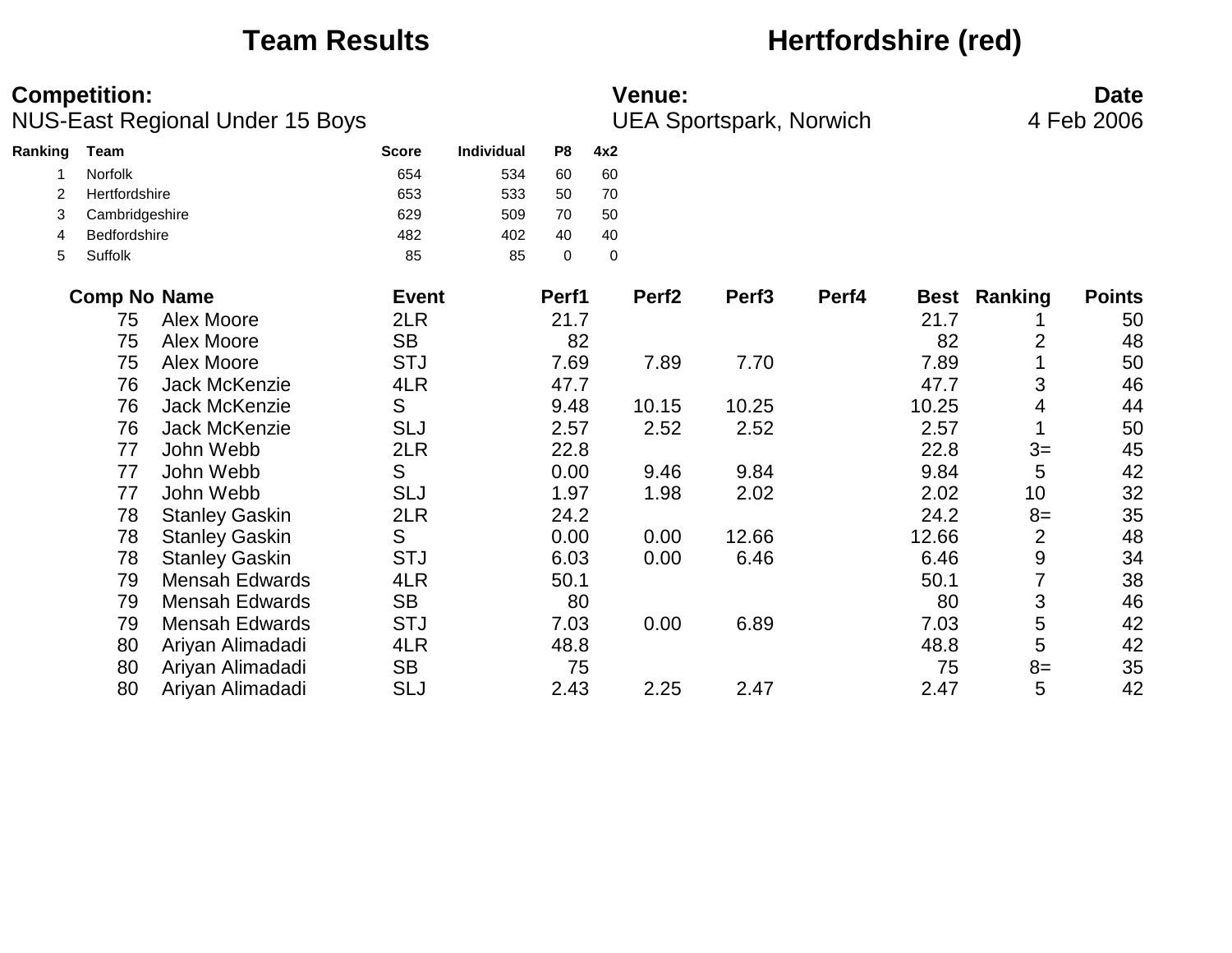# Team Results

## Hertfordshire (red)

**Competition:**
NUS-East Regional Under 15 Boys

**Venue:**
UEA Sportspark, Norwich

**Date**
4 Feb 2006

| Ranking | Team | Score | Individual | P8 | 4x2 |
|---|---|---|---|---|---|
| 1 | Norfolk | 654 | 534 | 60 | 60 |
| 2 | Hertfordshire | 653 | 533 | 50 | 70 |
| 3 | Cambridgeshire | 629 | 509 | 70 | 50 |
| 4 | Bedfordshire | 482 | 402 | 40 | 40 |
| 5 | Suffolk | 85 | 85 | 0 | 0 |

| Comp No | Name | Event | Perf1 | Perf2 | Perf3 | Perf4 | Best | Ranking | Points |
|---|---|---|---|---|---|---|---|---|---|
| 75 | Alex Moore | 2LR | 21.7 | | | | 21.7 | 1 | 50 |
| 75 | Alex Moore | SB | 82 | | | | 82 | 2 | 48 |
| 75 | Alex Moore | STJ | 7.69 | 7.89 | 7.70 | | 7.89 | 1 | 50 |
| 76 | Jack McKenzie | 4LR | 47.7 | | | | 47.7 | 3 | 46 |
| 76 | Jack McKenzie | S | 9.48 | 10.15 | 10.25 | | 10.25 | 4 | 44 |
| 76 | Jack McKenzie | SLJ | 2.57 | 2.52 | 2.52 | | 2.57 | 1 | 50 |
| 77 | John Webb | 2LR | 22.8 | | | | 22.8 | 3= | 45 |
| 77 | John Webb | S | 0.00 | 9.46 | 9.84 | | 9.84 | 5 | 42 |
| 77 | John Webb | SLJ | 1.97 | 1.98 | 2.02 | | 2.02 | 10 | 32 |
| 78 | Stanley Gaskin | 2LR | 24.2 | | | | 24.2 | 8= | 35 |
| 78 | Stanley Gaskin | S | 0.00 | 0.00 | 12.66 | | 12.66 | 2 | 48 |
| 78 | Stanley Gaskin | STJ | 6.03 | 0.00 | 6.46 | | 6.46 | 9 | 34 |
| 79 | Mensah Edwards | 4LR | 50.1 | | | | 50.1 | 7 | 38 |
| 79 | Mensah Edwards | SB | 80 | | | | 80 | 3 | 46 |
| 79 | Mensah Edwards | STJ | 7.03 | 0.00 | 6.89 | | 7.03 | 5 | 42 |
| 80 | Ariyan Alimadadi | 4LR | 48.8 | | | | 48.8 | 5 | 42 |
| 80 | Ariyan Alimadadi | SB | 75 | | | | 75 | 8= | 35 |
| 80 | Ariyan Alimadadi | SLJ | 2.43 | 2.25 | 2.47 | | 2.47 | 5 | 42 |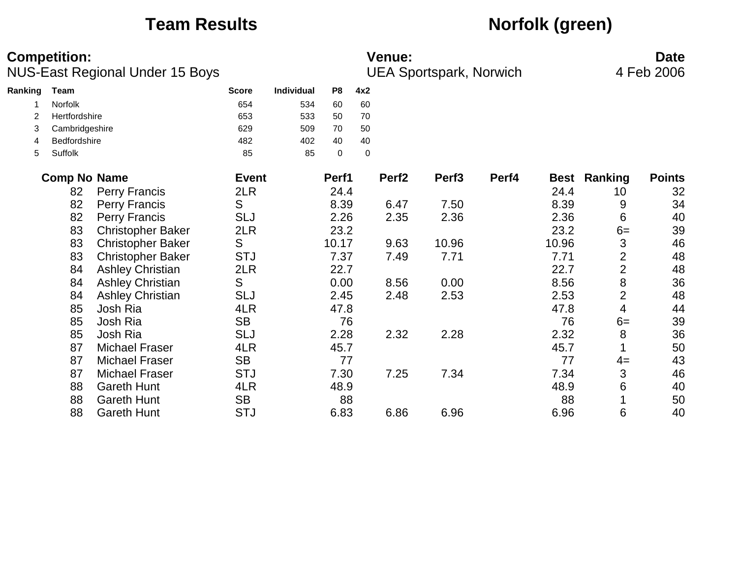# Team Results — Norfolk (green)

**Competition:** NUS-East Regional Under 15 Boys

**Venue:** UEA Sportspark, Norwich

**Date:** 4 Feb 2006

| Ranking | Team | Score | Individual | P8 | 4x2 |
|---|---|---|---|---|---|
| 1 | Norfolk | 654 | 534 | 60 | 60 |
| 2 | Hertfordshire | 653 | 533 | 50 | 70 |
| 3 | Cambridgeshire | 629 | 509 | 70 | 50 |
| 4 | Bedfordshire | 482 | 402 | 40 | 40 |
| 5 | Suffolk | 85 | 85 | 0 | 0 |

| Comp No | Name | Event | Perf1 | Perf2 | Perf3 | Perf4 | Best | Ranking | Points |
|---|---|---|---|---|---|---|---|---|---|
| 82 | Perry Francis | 2LR | 24.4 | | | | 24.4 | 10 | 32 |
| 82 | Perry Francis | S | 8.39 | 6.47 | 7.50 | | 8.39 | 9 | 34 |
| 82 | Perry Francis | SLJ | 2.26 | 2.35 | 2.36 | | 2.36 | 6 | 40 |
| 83 | Christopher Baker | 2LR | 23.2 | | | | 23.2 | 6= | 39 |
| 83 | Christopher Baker | S | 10.17 | 9.63 | 10.96 | | 10.96 | 3 | 46 |
| 83 | Christopher Baker | STJ | 7.37 | 7.49 | 7.71 | | 7.71 | 2 | 48 |
| 84 | Ashley Christian | 2LR | 22.7 | | | | 22.7 | 2 | 48 |
| 84 | Ashley Christian | S | 0.00 | 8.56 | 0.00 | | 8.56 | 8 | 36 |
| 84 | Ashley Christian | SLJ | 2.45 | 2.48 | 2.53 | | 2.53 | 2 | 48 |
| 85 | Josh Ria | 4LR | 47.8 | | | | 47.8 | 4 | 44 |
| 85 | Josh Ria | SB | 76 | | | | 76 | 6= | 39 |
| 85 | Josh Ria | SLJ | 2.28 | 2.32 | 2.28 | | 2.32 | 8 | 36 |
| 87 | Michael Fraser | 4LR | 45.7 | | | | 45.7 | 1 | 50 |
| 87 | Michael Fraser | SB | 77 | | | | 77 | 4= | 43 |
| 87 | Michael Fraser | STJ | 7.30 | 7.25 | 7.34 | | 7.34 | 3 | 46 |
| 88 | Gareth Hunt | 4LR | 48.9 | | | | 48.9 | 6 | 40 |
| 88 | Gareth Hunt | SB | 88 | | | | 88 | 1 | 50 |
| 88 | Gareth Hunt | STJ | 6.83 | 6.86 | 6.96 | | 6.96 | 6 | 40 |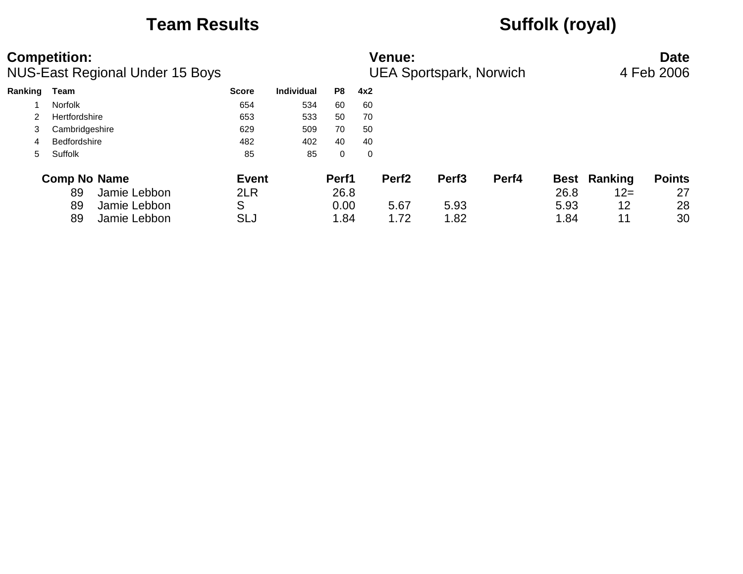# Team Results — Suffolk (royal)

**Competition:**
NUS-East Regional Under 15 Boys

**Venue:**
UEA Sportspark, Norwich

**Date**
4 Feb 2006

| Ranking | Team | Score | Individual | P8 | 4x2 |
|---|---|---|---|---|---|
| 1 | Norfolk | 654 | 534 | 60 | 60 |
| 2 | Hertfordshire | 653 | 533 | 50 | 70 |
| 3 | Cambridgeshire | 629 | 509 | 70 | 50 |
| 4 | Bedfordshire | 482 | 402 | 40 | 40 |
| 5 | Suffolk | 85 | 85 | 0 | 0 |

| Comp No | Name | Event | Perf1 | Perf2 | Perf3 | Perf4 | Best | Ranking | Points |
|---|---|---|---|---|---|---|---|---|---|
| 89 | Jamie Lebbon | 2LR | 26.8 | | | | 26.8 | 12= | 27 |
| 89 | Jamie Lebbon | S | 0.00 | 5.67 | 5.93 | | 5.93 | 12 | 28 |
| 89 | Jamie Lebbon | SLJ | 1.84 | 1.72 | 1.82 | | 1.84 | 11 | 30 |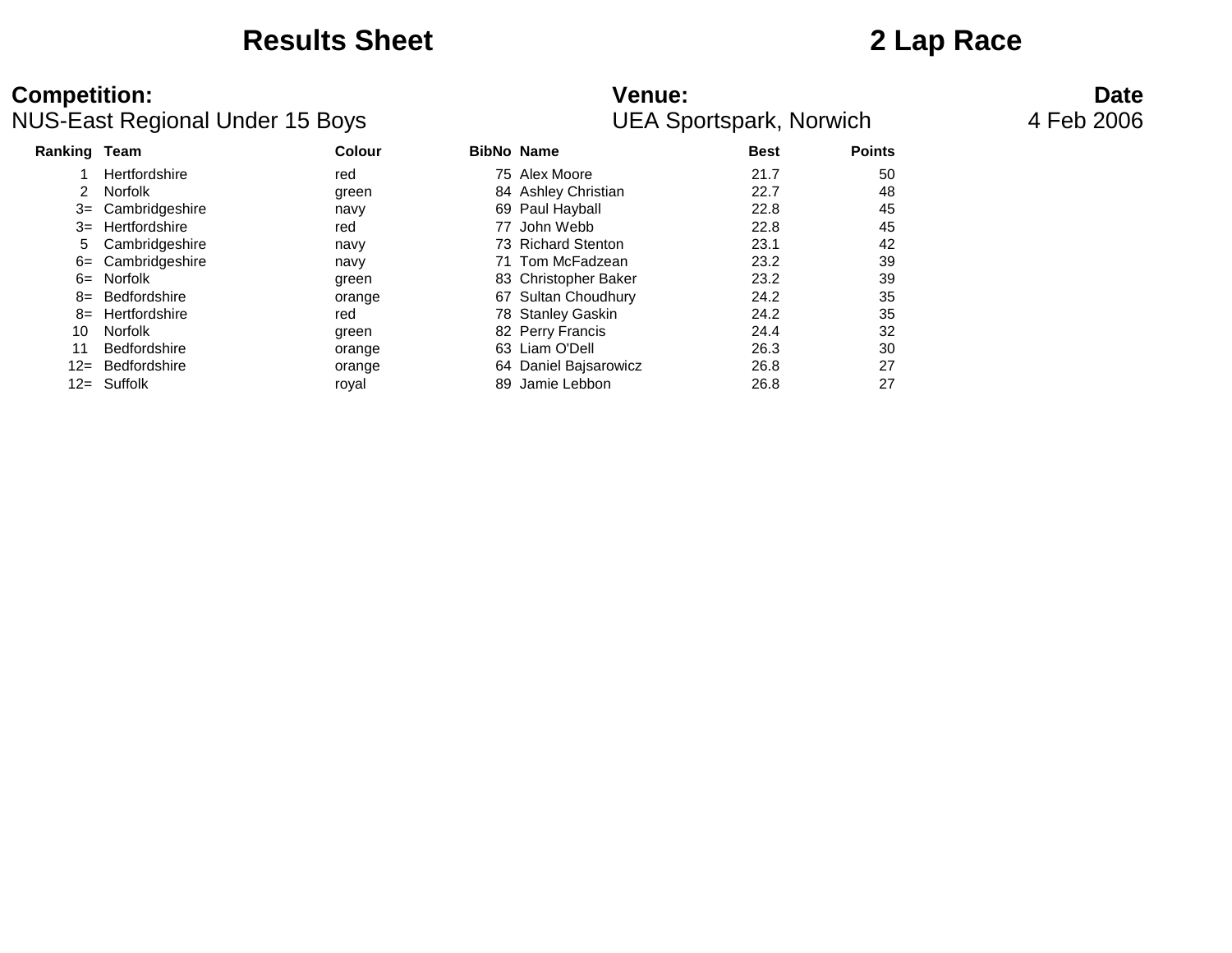# Results Sheet

# 2 Lap Race

**Competition:**
NUS-East Regional Under 15 Boys

**Venue:**
UEA Sportspark, Norwich

**Date**
4 Feb 2006

| Ranking | Team | Colour | BibNo | Name | Best | Points |
|---|---|---|---|---|---|---|
| 1 | Hertfordshire | red | 75 | Alex Moore | 21.7 | 50 |
| 2 | Norfolk | green | 84 | Ashley Christian | 22.7 | 48 |
| 3= | Cambridgeshire | navy | 69 | Paul Hayball | 22.8 | 45 |
| 3= | Hertfordshire | red | 77 | John Webb | 22.8 | 45 |
| 5 | Cambridgeshire | navy | 73 | Richard Stenton | 23.1 | 42 |
| 6= | Cambridgeshire | navy | 71 | Tom McFadzean | 23.2 | 39 |
| 6= | Norfolk | green | 83 | Christopher Baker | 23.2 | 39 |
| 8= | Bedfordshire | orange | 67 | Sultan Choudhury | 24.2 | 35 |
| 8= | Hertfordshire | red | 78 | Stanley Gaskin | 24.2 | 35 |
| 10 | Norfolk | green | 82 | Perry Francis | 24.4 | 32 |
| 11 | Bedfordshire | orange | 63 | Liam O'Dell | 26.3 | 30 |
| 12= | Bedfordshire | orange | 64 | Daniel Bajsarowicz | 26.8 | 27 |
| 12= | Suffolk | royal | 89 | Jamie Lebbon | 26.8 | 27 |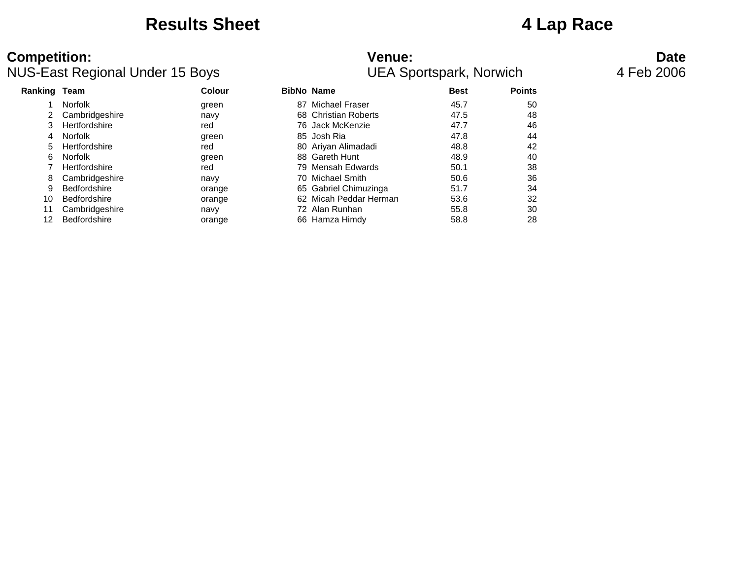# Results Sheet

# 4 Lap Race

**Competition:**
NUS-East Regional Under 15 Boys

**Venue:**
UEA Sportspark, Norwich

**Date**
4 Feb 2006

| Ranking | Team | Colour | BibNo | Name | Best | Points |
|---|---|---|---|---|---|---|
| 1 | Norfolk | green | 87 | Michael Fraser | 45.7 | 50 |
| 2 | Cambridgeshire | navy | 68 | Christian Roberts | 47.5 | 48 |
| 3 | Hertfordshire | red | 76 | Jack McKenzie | 47.7 | 46 |
| 4 | Norfolk | green | 85 | Josh Ria | 47.8 | 44 |
| 5 | Hertfordshire | red | 80 | Ariyan Alimadadi | 48.8 | 42 |
| 6 | Norfolk | green | 88 | Gareth Hunt | 48.9 | 40 |
| 7 | Hertfordshire | red | 79 | Mensah Edwards | 50.1 | 38 |
| 8 | Cambridgeshire | navy | 70 | Michael Smith | 50.6 | 36 |
| 9 | Bedfordshire | orange | 65 | Gabriel Chimuzinga | 51.7 | 34 |
| 10 | Bedfordshire | orange | 62 | Micah Peddar Herman | 53.6 | 32 |
| 11 | Cambridgeshire | navy | 72 | Alan Runhan | 55.8 | 30 |
| 12 | Bedfordshire | orange | 66 | Hamza Himdy | 58.8 | 28 |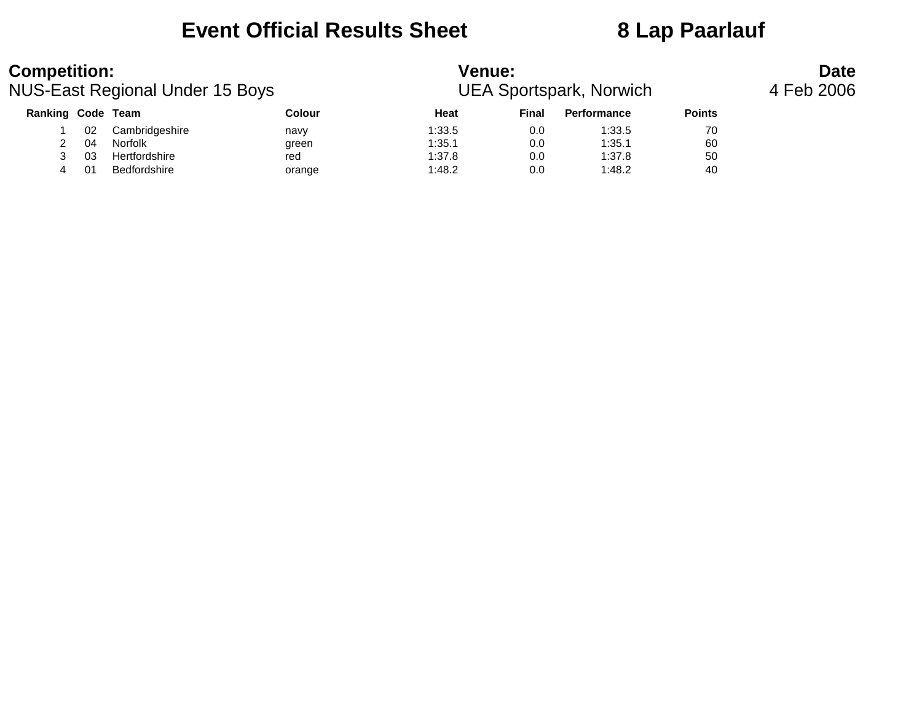# Event Official Results Sheet 8 Lap Paarlauf

**Competition:**
NUS-East Regional Under 15 Boys

**Venue:**
UEA Sportspark, Norwich

**Date**
4 Feb 2006

| Ranking | Code | Team | Colour | Heat | Final | Performance | Points |
|---|---|---|---|---|---|---|---|
| 1 | 02 | Cambridgeshire | navy | 1:33.5 | 0.0 | 1:33.5 | 70 |
| 2 | 04 | Norfolk | green | 1:35.1 | 0.0 | 1:35.1 | 60 |
| 3 | 03 | Hertfordshire | red | 1:37.8 | 0.0 | 1:37.8 | 50 |
| 4 | 01 | Bedfordshire | orange | 1:48.2 | 0.0 | 1:48.2 | 40 |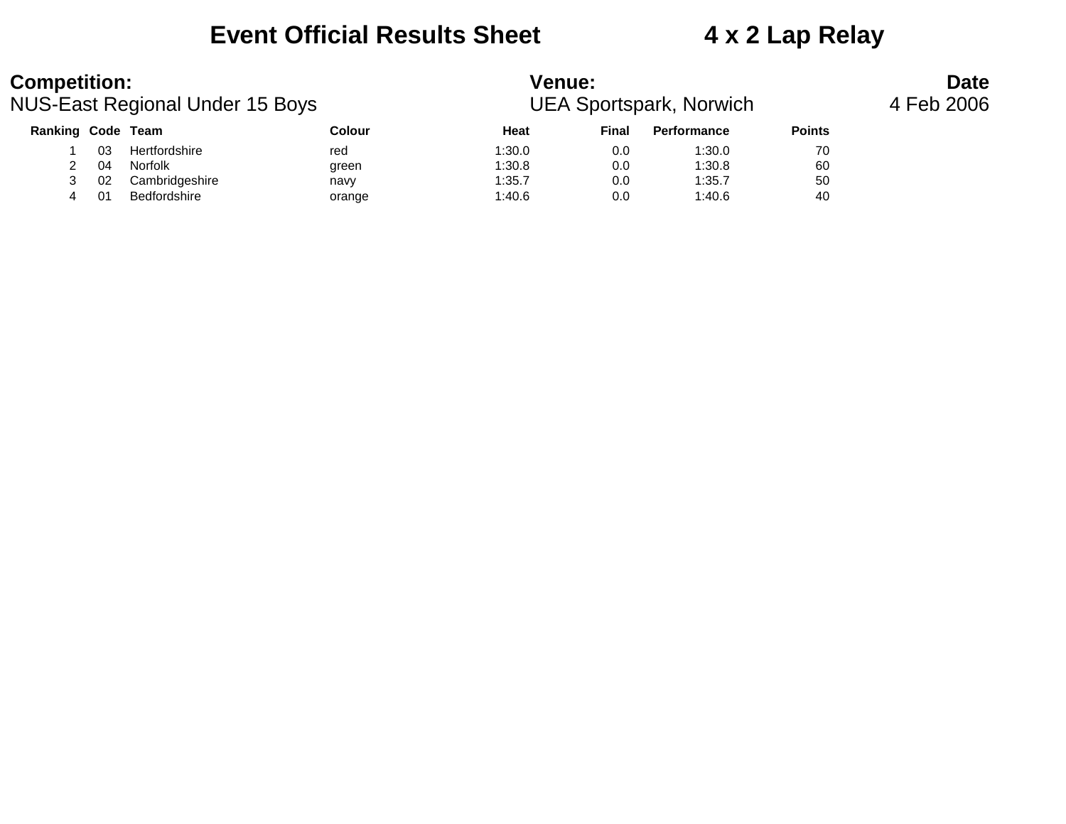# Event Official Results Sheet 4 x 2 Lap Relay

**Competition:**
NUS-East Regional Under 15 Boys

**Venue:**
UEA Sportspark, Norwich

**Date**
4 Feb 2006

| Ranking | Code | Team | Colour | Heat | Final | Performance | Points |
|---|---|---|---|---|---|---|---|
| 1 | 03 | Hertfordshire | red | 1:30.0 | 0.0 | 1:30.0 | 70 |
| 2 | 04 | Norfolk | green | 1:30.8 | 0.0 | 1:30.8 | 60 |
| 3 | 02 | Cambridgeshire | navy | 1:35.7 | 0.0 | 1:35.7 | 50 |
| 4 | 01 | Bedfordshire | orange | 1:40.6 | 0.0 | 1:40.6 | 40 |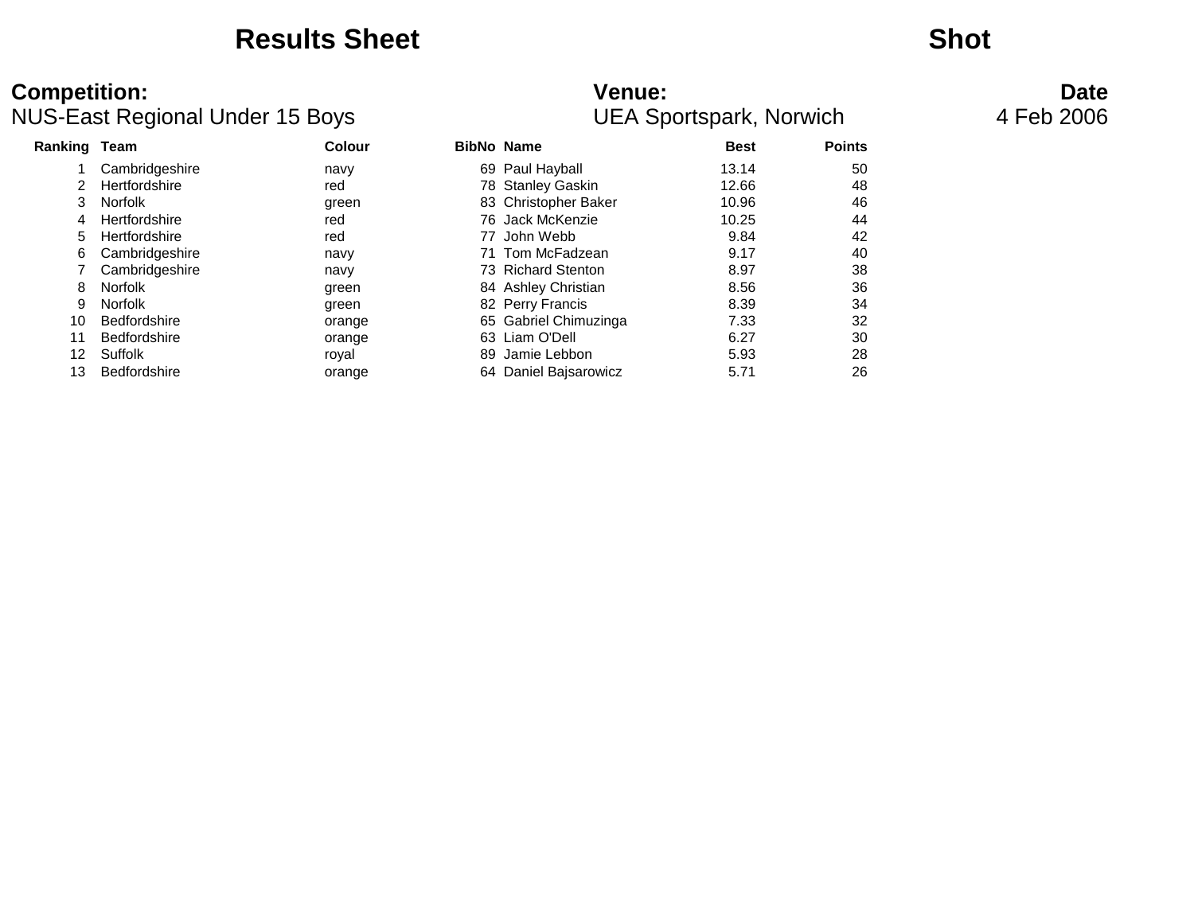# Results Sheet

## Shot

**Competition:**
NUS-East Regional Under 15 Boys

**Venue:**
UEA Sportspark, Norwich

**Date**
4 Feb 2006

| Ranking | Team | Colour | BibNo | Name | Best | Points |
|---|---|---|---|---|---|---|
| 1 | Cambridgeshire | navy | 69 | Paul Hayball | 13.14 | 50 |
| 2 | Hertfordshire | red | 78 | Stanley Gaskin | 12.66 | 48 |
| 3 | Norfolk | green | 83 | Christopher Baker | 10.96 | 46 |
| 4 | Hertfordshire | red | 76 | Jack McKenzie | 10.25 | 44 |
| 5 | Hertfordshire | red | 77 | John Webb | 9.84 | 42 |
| 6 | Cambridgeshire | navy | 71 | Tom McFadzean | 9.17 | 40 |
| 7 | Cambridgeshire | navy | 73 | Richard Stenton | 8.97 | 38 |
| 8 | Norfolk | green | 84 | Ashley Christian | 8.56 | 36 |
| 9 | Norfolk | green | 82 | Perry Francis | 8.39 | 34 |
| 10 | Bedfordshire | orange | 65 | Gabriel Chimuzinga | 7.33 | 32 |
| 11 | Bedfordshire | orange | 63 | Liam O'Dell | 6.27 | 30 |
| 12 | Suffolk | royal | 89 | Jamie Lebbon | 5.93 | 28 |
| 13 | Bedfordshire | orange | 64 | Daniel Bajsarowicz | 5.71 | 26 |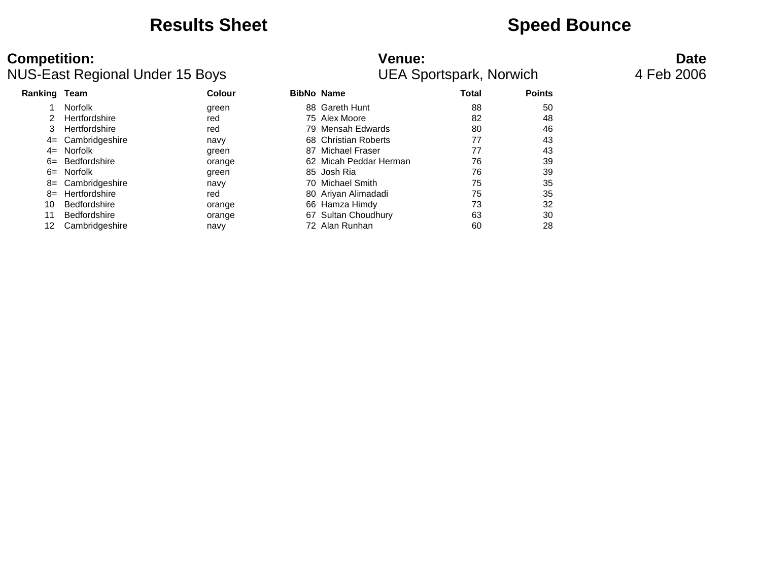# Results Sheet — Speed Bounce

**Competition:**
NUS-East Regional Under 15 Boys

**Venue:**
UEA Sportspark, Norwich

**Date**
4 Feb 2006

| Ranking | Team | Colour | BibNo | Name | Total | Points |
|---|---|---|---|---|---|---|
| 1 | Norfolk | green | 88 | Gareth Hunt | 88 | 50 |
| 2 | Hertfordshire | red | 75 | Alex Moore | 82 | 48 |
| 3 | Hertfordshire | red | 79 | Mensah Edwards | 80 | 46 |
| 4= | Cambridgeshire | navy | 68 | Christian Roberts | 77 | 43 |
| 4= | Norfolk | green | 87 | Michael Fraser | 77 | 43 |
| 6= | Bedfordshire | orange | 62 | Micah Peddar Herman | 76 | 39 |
| 6= | Norfolk | green | 85 | Josh Ria | 76 | 39 |
| 8= | Cambridgeshire | navy | 70 | Michael Smith | 75 | 35 |
| 8= | Hertfordshire | red | 80 | Ariyan Alimadadi | 75 | 35 |
| 10 | Bedfordshire | orange | 66 | Hamza Himdy | 73 | 32 |
| 11 | Bedfordshire | orange | 67 | Sultan Choudhury | 63 | 30 |
| 12 | Cambridgeshire | navy | 72 | Alan Runhan | 60 | 28 |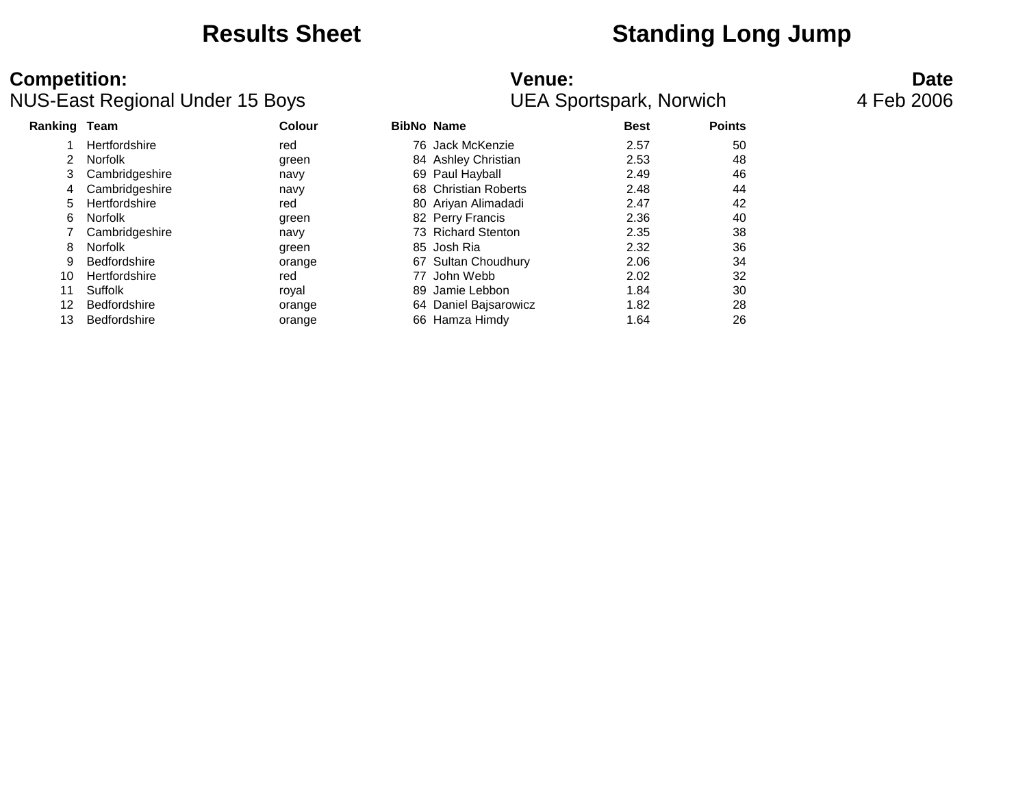# Results Sheet — Standing Long Jump

**Competition:**
NUS-East Regional Under 15 Boys

**Venue:**
UEA Sportspark, Norwich

**Date**
4 Feb 2006

| Ranking | Team | Colour | BibNo | Name | Best | Points |
|---|---|---|---|---|---|---|
| 1 | Hertfordshire | red | 76 | Jack McKenzie | 2.57 | 50 |
| 2 | Norfolk | green | 84 | Ashley Christian | 2.53 | 48 |
| 3 | Cambridgeshire | navy | 69 | Paul Hayball | 2.49 | 46 |
| 4 | Cambridgeshire | navy | 68 | Christian Roberts | 2.48 | 44 |
| 5 | Hertfordshire | red | 80 | Ariyan Alimadadi | 2.47 | 42 |
| 6 | Norfolk | green | 82 | Perry Francis | 2.36 | 40 |
| 7 | Cambridgeshire | navy | 73 | Richard Stenton | 2.35 | 38 |
| 8 | Norfolk | green | 85 | Josh Ria | 2.32 | 36 |
| 9 | Bedfordshire | orange | 67 | Sultan Choudhury | 2.06 | 34 |
| 10 | Hertfordshire | red | 77 | John Webb | 2.02 | 32 |
| 11 | Suffolk | royal | 89 | Jamie Lebbon | 1.84 | 30 |
| 12 | Bedfordshire | orange | 64 | Daniel Bajsarowicz | 1.82 | 28 |
| 13 | Bedfordshire | orange | 66 | Hamza Himdy | 1.64 | 26 |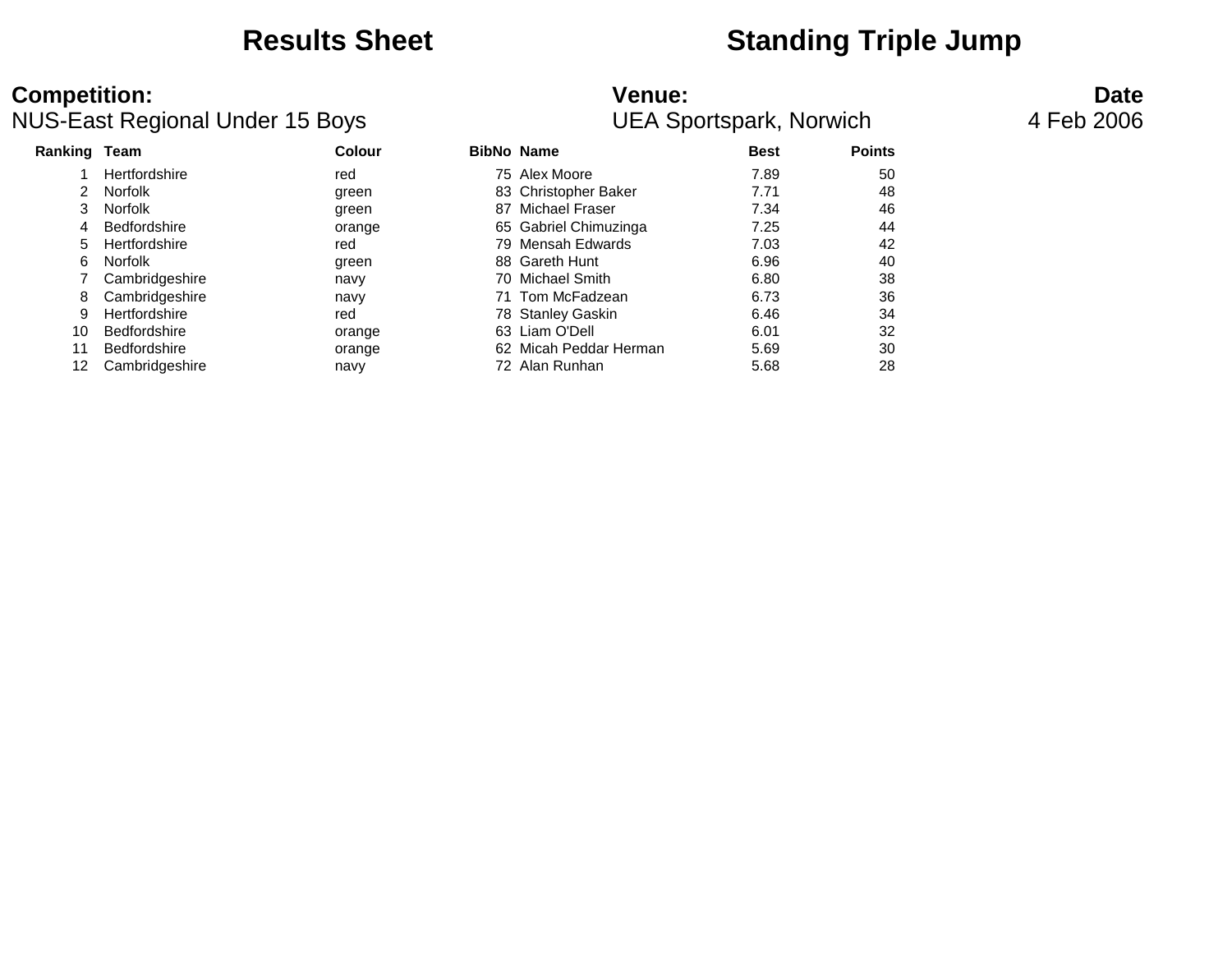# Results Sheet Standing Triple Jump

**Competition:**
NUS-East Regional Under 15 Boys

**Venue:**
UEA Sportspark, Norwich

**Date**
4 Feb 2006

| Ranking | Team | Colour | BibNo | Name | Best | Points |
|---|---|---|---|---|---|---|
| 1 | Hertfordshire | red | 75 | Alex Moore | 7.89 | 50 |
| 2 | Norfolk | green | 83 | Christopher Baker | 7.71 | 48 |
| 3 | Norfolk | green | 87 | Michael Fraser | 7.34 | 46 |
| 4 | Bedfordshire | orange | 65 | Gabriel Chimuzinga | 7.25 | 44 |
| 5 | Hertfordshire | red | 79 | Mensah Edwards | 7.03 | 42 |
| 6 | Norfolk | green | 88 | Gareth Hunt | 6.96 | 40 |
| 7 | Cambridgeshire | navy | 70 | Michael Smith | 6.80 | 38 |
| 8 | Cambridgeshire | navy | 71 | Tom McFadzean | 6.73 | 36 |
| 9 | Hertfordshire | red | 78 | Stanley Gaskin | 6.46 | 34 |
| 10 | Bedfordshire | orange | 63 | Liam O'Dell | 6.01 | 32 |
| 11 | Bedfordshire | orange | 62 | Micah Peddar Herman | 5.69 | 30 |
| 12 | Cambridgeshire | navy | 72 | Alan Runhan | 5.68 | 28 |